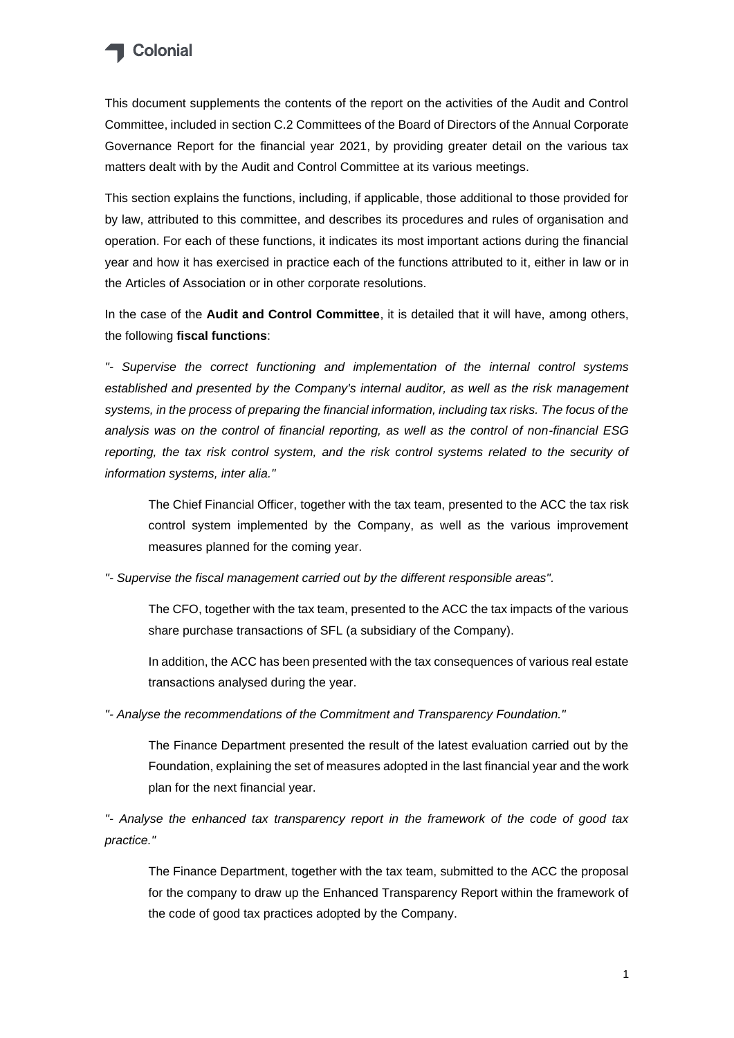This document supplements the contents of the report on the activities of the Audit and Control Committee, included in section C.2 Committees of the Board of Directors of the Annual Corporate Governance Report for the financial year 2021, by providing greater detail on the various tax matters dealt with by the Audit and Control Committee at its various meetings.

This section explains the functions, including, if applicable, those additional to those provided for by law, attributed to this committee, and describes its procedures and rules of organisation and operation. For each of these functions, it indicates its most important actions during the financial year and how it has exercised in practice each of the functions attributed to it, either in law or in the Articles of Association or in other corporate resolutions.

In the case of the **Audit and Control Committee**, it is detailed that it will have, among others, the following **fiscal functions**:

*"- Supervise the correct functioning and implementation of the internal control systems established and presented by the Company's internal auditor, as well as the risk management systems, in the process of preparing the financial information, including tax risks. The focus of the analysis was on the control of financial reporting, as well as the control of non-financial ESG reporting, the tax risk control system, and the risk control systems related to the security of information systems, inter alia."*

> The Chief Financial Officer, together with the tax team, presented to the ACC the tax risk control system implemented by the Company, as well as the various improvement measures planned for the coming year.

*"- Supervise the fiscal management carried out by the different responsible areas".*

> The CFO, together with the tax team, presented to the ACC the tax impacts of the various share purchase transactions of SFL (a subsidiary of the Company).
>
> In addition, the ACC has been presented with the tax consequences of various real estate transactions analysed during the year.

*"- Analyse the recommendations of the Commitment and Transparency Foundation."*

> The Finance Department presented the result of the latest evaluation carried out by the Foundation, explaining the set of measures adopted in the last financial year and the work plan for the next financial year.

*"- Analyse the enhanced tax transparency report in the framework of the code of good tax practice."*

> The Finance Department, together with the tax team, submitted to the ACC the proposal for the company to draw up the Enhanced Transparency Report within the framework of the code of good tax practices adopted by the Company.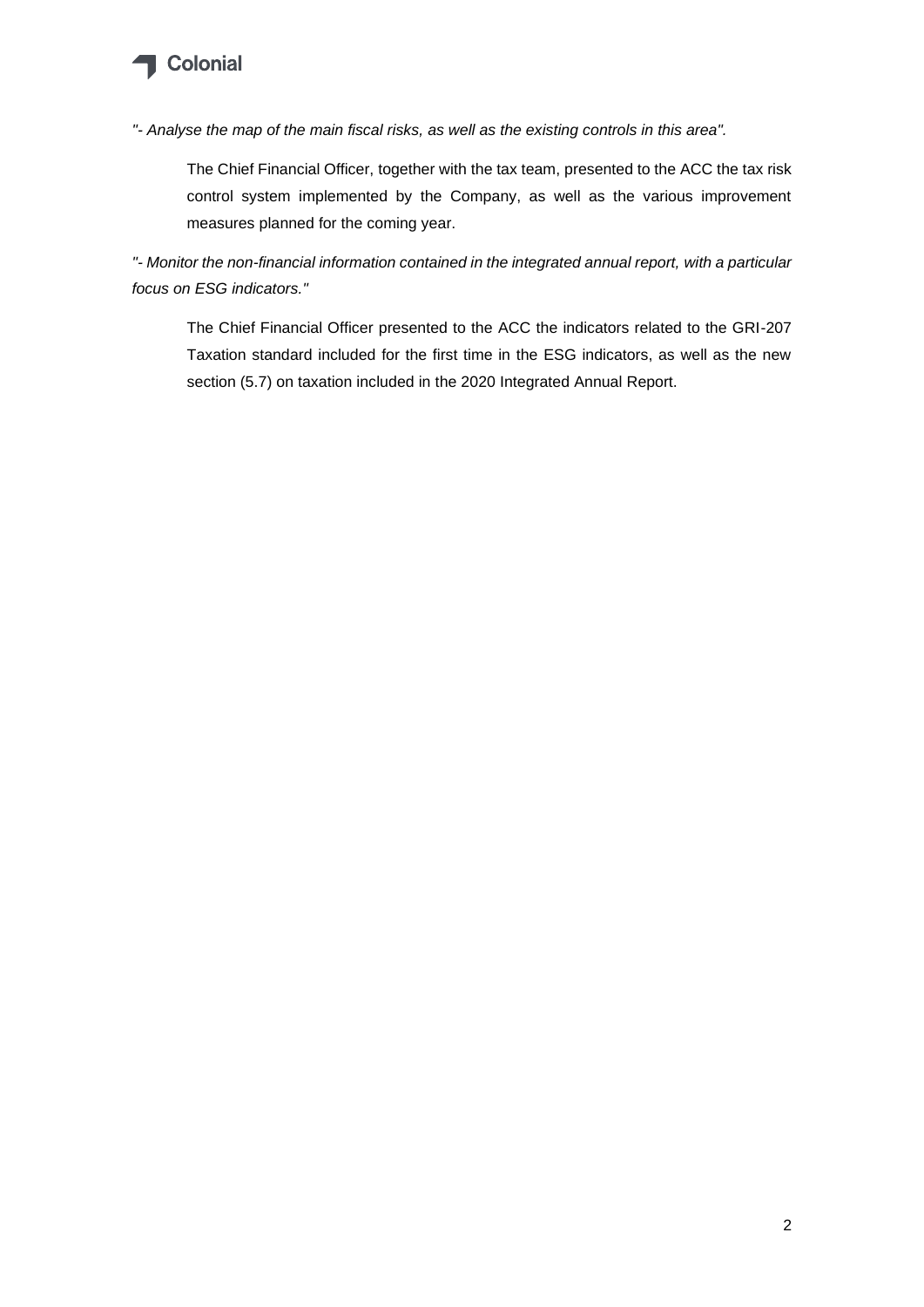*"- Analyse the map of the main fiscal risks, as well as the existing controls in this area".*

The Chief Financial Officer, together with the tax team, presented to the ACC the tax risk control system implemented by the Company, as well as the various improvement measures planned for the coming year.

*"- Monitor the non-financial information contained in the integrated annual report, with a particular focus on ESG indicators."*

The Chief Financial Officer presented to the ACC the indicators related to the GRI-207 Taxation standard included for the first time in the ESG indicators, as well as the new section (5.7) on taxation included in the 2020 Integrated Annual Report.